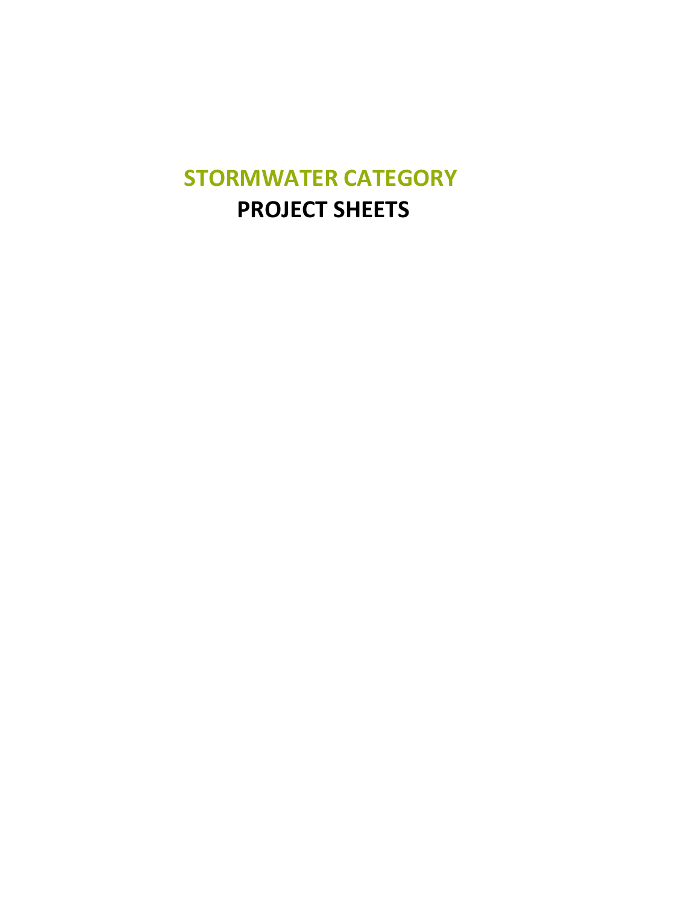# STORMWATER CATEGORY

## PROJECT SHEETS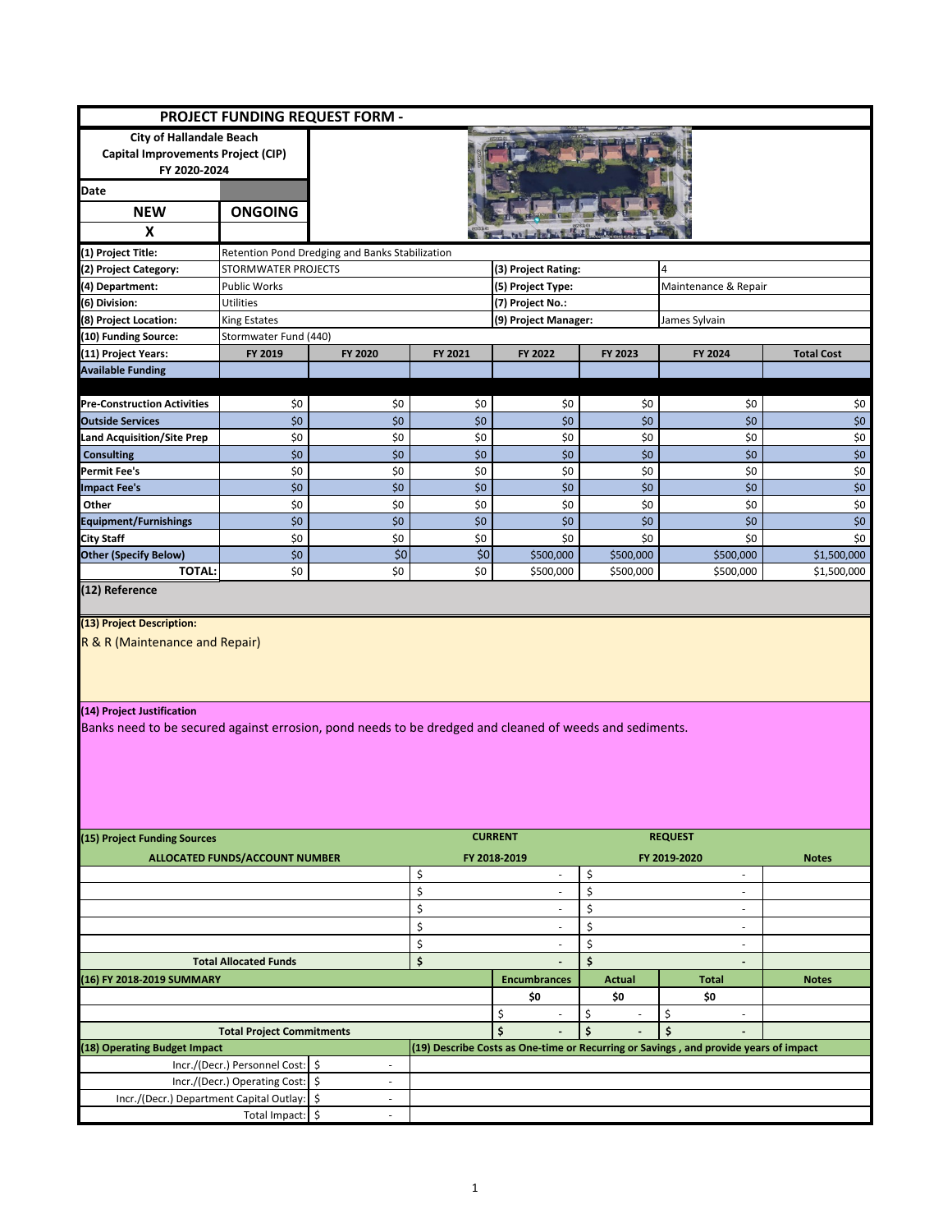## PROJECT FUNDING REQUEST FORM -

**City of Hallandale Beach**
**Capital Improvements Project (CIP)**
**FY 2020-2024**

| | |
|---|---|
| **Date** | |
| **NEW** | **ONGOING** |
| **X** | |

| | | | |
|---|---|---|---|
| **(1) Project Title:** | Retention Pond Dredging and Banks Stabilization | | |
| **(2) Project Category:** | STORMWATER PROJECTS | **(3) Project Rating:** | 4 |
| **(4) Department:** | Public Works | **(5) Project Type:** | Maintenance & Repair |
| **(6) Division:** | Utilities | **(7) Project No.:** | |
| **(8) Project Location:** | King Estates | **(9) Project Manager:** | James Sylvain |
| **(10) Funding Source:** | Stormwater Fund (440) | | |

| **(11) Project Years:** | **FY 2019** | **FY 2020** | **FY 2021** | **FY 2022** | **FY 2023** | **FY 2024** | **Total Cost** |
|---|---|---|---|---|---|---|---|
| **Available Funding** | | | | | | | |
| **Pre-Construction Activities** | $0 | $0 | $0 | $0 | $0 | $0 | $0 |
| **Outside Services** | $0 | $0 | $0 | $0 | $0 | $0 | $0 |
| **Land Acquisition/Site Prep** | $0 | $0 | $0 | $0 | $0 | $0 | $0 |
| **Consulting** | $0 | $0 | $0 | $0 | $0 | $0 | $0 |
| **Permit Fee's** | $0 | $0 | $0 | $0 | $0 | $0 | $0 |
| **Impact Fee's** | $0 | $0 | $0 | $0 | $0 | $0 | $0 |
| **Other** | $0 | $0 | $0 | $0 | $0 | $0 | $0 |
| **Equipment/Furnishings** | $0 | $0 | $0 | $0 | $0 | $0 | $0 |
| **City Staff** | $0 | $0 | $0 | $0 | $0 | $0 | $0 |
| **Other (Specify Below)** | $0 | $0 | $0 | $500,000 | $500,000 | $500,000 | $1,500,000 |
| **TOTAL:** | $0 | $0 | $0 | $500,000 | $500,000 | $500,000 | $1,500,000 |

**(12) Reference**

**(13) Project Description:**

R & R (Maintenance and Repair)

**(14) Project Justification**

Banks need to be secured against errosion, pond needs to be dredged and cleaned of weeds and sediments.

| **(15) Project Funding Sources** | **CURRENT** | **REQUEST** | |
|---|---|---|---|
| **ALLOCATED FUNDS/ACCOUNT NUMBER** | **FY 2018-2019** | **FY 2019-2020** | **Notes** |
| | $ - | $ - | |
| | $ - | $ - | |
| | $ - | $ - | |
| | $ - | $ - | |
| | $ - | $ - | |
| **Total Allocated Funds** | **$ -** | **$ -** | |

| **(16) FY 2018-2019 SUMMARY** | **Encumbrances** | **Actual** | **Total** | **Notes** |
|---|---|---|---|---|
| | **$0** | **$0** | **$0** | |
| | $ - | $ - | $ - | |
| **Total Project Commitments** | **$ -** | **$ -** | **$ -** | |

| **(18) Operating Budget Impact** | | **(19) Describe Costs as One-time or Recurring or Savings , and provide years of impact** |
|---|---|---|
| Incr./(Decr.) Personnel Cost: | $ - | |
| Incr./(Decr.) Operating Cost: | $ - | |
| Incr./(Decr.) Department Capital Outlay: | $ - | |
| Total Impact: | $ - | |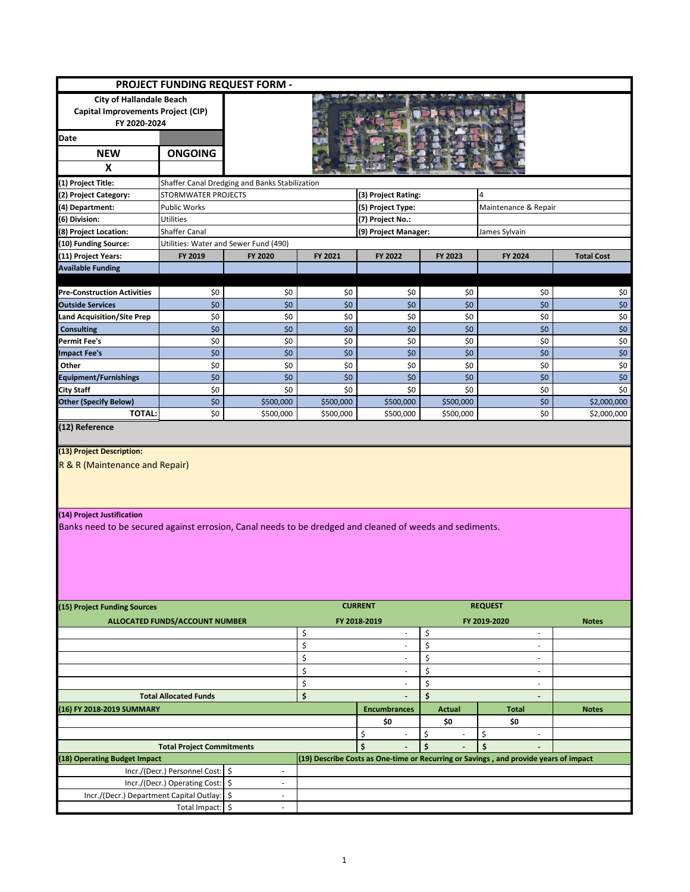## PROJECT FUNDING REQUEST FORM -

**City of Hallandale Beach**
**Capital Improvements Project (CIP)**
**FY 2020-2024**

| | |
|---|---|
| **Date** | |
| **NEW** | **ONGOING** |
| **X** | |

| | | | |
|---|---|---|---|
| **(1) Project Title:** | Shaffer Canal Dredging and Banks Stabilization | | |
| **(2) Project Category:** | STORMWATER PROJECTS | **(3) Project Rating:** | 4 |
| **(4) Department:** | Public Works | **(5) Project Type:** | Maintenance & Repair |
| **(6) Division:** | Utilities | **(7) Project No.:** | |
| **(8) Project Location:** | Shaffer Canal | **(9) Project Manager:** | James Sylvain |
| **(10) Funding Source:** | Utilities: Water and Sewer Fund (490) | | |

| **(11) Project Years:** | **FY 2019** | **FY 2020** | **FY 2021** | **FY 2022** | **FY 2023** | **FY 2024** | **Total Cost** |
|---|---|---|---|---|---|---|---|
| **Available Funding** | | | | | | | |
| **Pre-Construction Activities** | $0 | $0 | $0 | $0 | $0 | $0 | $0 |
| **Outside Services** | $0 | $0 | $0 | $0 | $0 | $0 | $0 |
| **Land Acquisition/Site Prep** | $0 | $0 | $0 | $0 | $0 | $0 | $0 |
| **Consulting** | $0 | $0 | $0 | $0 | $0 | $0 | $0 |
| **Permit Fee's** | $0 | $0 | $0 | $0 | $0 | $0 | $0 |
| **Impact Fee's** | $0 | $0 | $0 | $0 | $0 | $0 | $0 |
| **Other** | $0 | $0 | $0 | $0 | $0 | $0 | $0 |
| **Equipment/Furnishings** | $0 | $0 | $0 | $0 | $0 | $0 | $0 |
| **City Staff** | $0 | $0 | $0 | $0 | $0 | $0 | $0 |
| **Other (Specify Below)** | $0 | $500,000 | $500,000 | $500,000 | $500,000 | $0 | $2,000,000 |
| **TOTAL:** | $0 | $500,000 | $500,000 | $500,000 | $500,000 | $0 | $2,000,000 |

**(12) Reference**

**(13) Project Description:**

R & R (Maintenance and Repair)

**(14) Project Justification**

Banks need to be secured against errosion, Canal needs to be dredged and cleaned of weeds and sediments.

| **(15) Project Funding Sources** | **CURRENT** | **REQUEST** | |
|---|---|---|---|
| **ALLOCATED FUNDS/ACCOUNT NUMBER** | **FY 2018-2019** | **FY 2019-2020** | **Notes** |
| | $ - | $ - | |
| | $ - | $ - | |
| | $ - | $ - | |
| | $ - | $ - | |
| | $ - | $ - | |
| **Total Allocated Funds** | **$ -** | **$ -** | |

| **(16) FY 2018-2019 SUMMARY** | **Encumbrances** | **Actual** | **Total** | **Notes** |
|---|---|---|---|---|
| | **$0** | **$0** | **$0** | |
| | $ - | $ - | $ - | |
| **Total Project Commitments** | **$ -** | **$ -** | **$ -** | |

| **(18) Operating Budget Impact** | | **(19) Describe Costs as One-time or Recurring or Savings , and provide years of impact** |
|---|---|---|
| Incr./(Decr.) Personnel Cost: | $ - | |
| Incr./(Decr.) Operating Cost: | $ - | |
| Incr./(Decr.) Department Capital Outlay: | $ - | |
| Total Impact: | $ - | |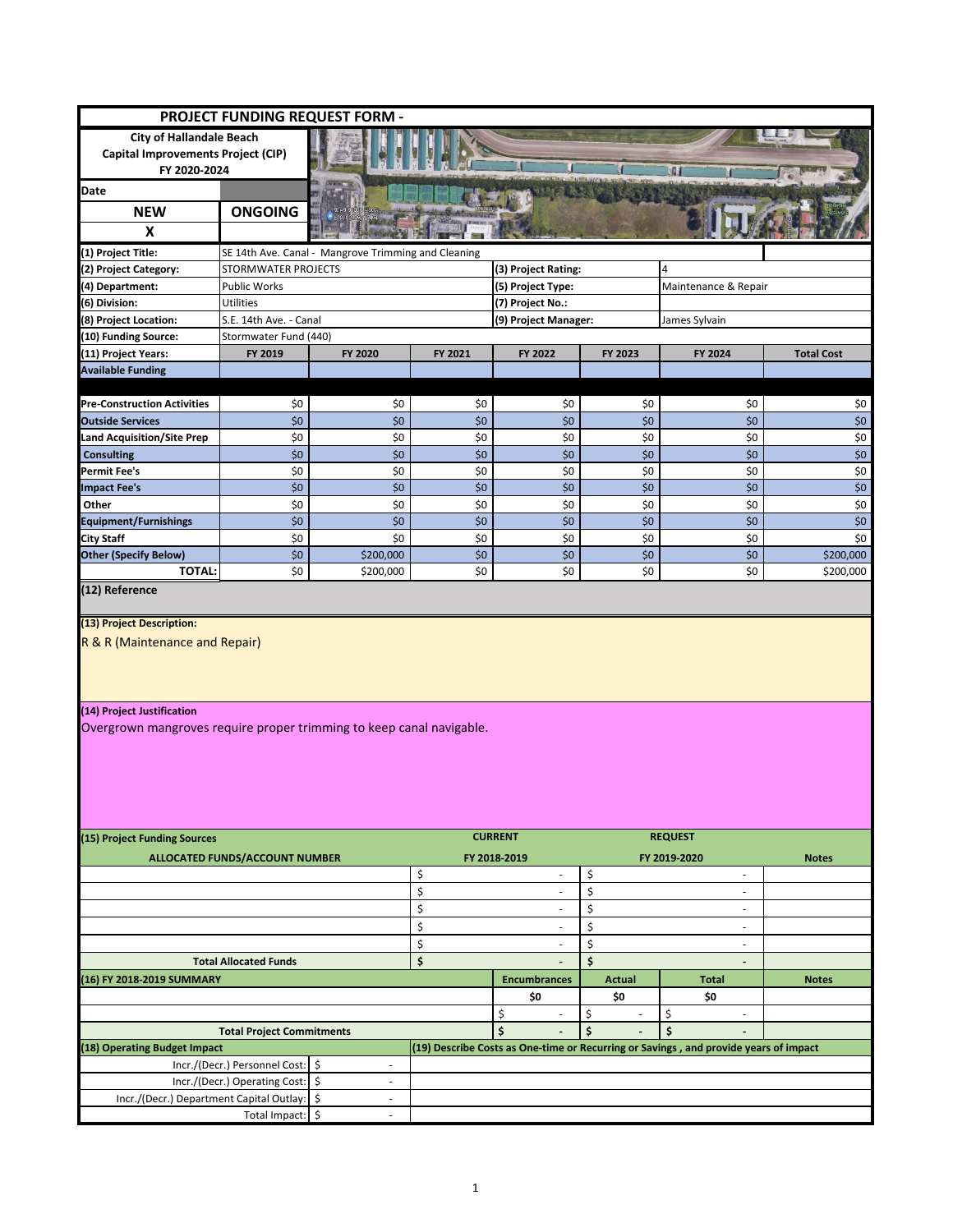## PROJECT FUNDING REQUEST FORM -

**City of Hallandale Beach**
**Capital Improvements Project (CIP)**
**FY 2020-2024**

| Date | |
|---|---|
| **NEW** | **ONGOING** |
| **X** | |

| | | | | | | |
|---|---|---|---|---|---|---|
| **(1) Project Title:** | SE 14th Ave. Canal - Mangrove Trimming and Cleaning | | | | | |
| **(2) Project Category:** | STORMWATER PROJECTS | | **(3) Project Rating:** | | 4 | |
| **(4) Department:** | Public Works | | **(5) Project Type:** | | Maintenance & Repair | |
| **(6) Division:** | Utilities | | **(7) Project No.:** | | | |
| **(8) Project Location:** | S.E. 14th Ave. - Canal | | **(9) Project Manager:** | | James Sylvain | |
| **(10) Funding Source:** | Stormwater Fund (440) | | | | | |

| **(11) Project Years:** | **FY 2019** | **FY 2020** | **FY 2021** | **FY 2022** | **FY 2023** | **FY 2024** | **Total Cost** |
|---|---|---|---|---|---|---|---|
| **Available Funding** | | | | | | | |
| **Pre-Construction Activities** | $0 | $0 | $0 | $0 | $0 | $0 | $0 |
| **Outside Services** | $0 | $0 | $0 | $0 | $0 | $0 | $0 |
| **Land Acquisition/Site Prep** | $0 | $0 | $0 | $0 | $0 | $0 | $0 |
| **Consulting** | $0 | $0 | $0 | $0 | $0 | $0 | $0 |
| **Permit Fee's** | $0 | $0 | $0 | $0 | $0 | $0 | $0 |
| **Impact Fee's** | $0 | $0 | $0 | $0 | $0 | $0 | $0 |
| **Other** | $0 | $0 | $0 | $0 | $0 | $0 | $0 |
| **Equipment/Furnishings** | $0 | $0 | $0 | $0 | $0 | $0 | $0 |
| **City Staff** | $0 | $0 | $0 | $0 | $0 | $0 | $0 |
| **Other (Specify Below)** | $0 | $200,000 | $0 | $0 | $0 | $0 | $200,000 |
| **TOTAL:** | $0 | $200,000 | $0 | $0 | $0 | $0 | $200,000 |

**(12) Reference**

**(13) Project Description:**

R & R (Maintenance and Repair)

**(14) Project Justification**

Overgrown mangroves require proper trimming to keep canal navigable.

| **(15) Project Funding Sources** | **CURRENT** | **REQUEST** | |
|---|---|---|---|
| **ALLOCATED FUNDS/ACCOUNT NUMBER** | **FY 2018-2019** | **FY 2019-2020** | **Notes** |
| | $ - | $ - | |
| | $ - | $ - | |
| | $ - | $ - | |
| | $ - | $ - | |
| | $ - | $ - | |
| **Total Allocated Funds** | $ - | $ - | |

| **(16) FY 2018-2019 SUMMARY** | **Encumbrances** | **Actual** | **Total** | **Notes** |
|---|---|---|---|---|
| | **$0** | **$0** | **$0** | |
| | $ - | $ - | $ - | |
| **Total Project Commitments** | $ - | $ - | $ - | |

| **(18) Operating Budget Impact** | | **(19) Describe Costs as One-time or Recurring or Savings , and provide years of impact** |
|---|---|---|
| Incr./(Decr.) Personnel Cost: | $ - | |
| Incr./(Decr.) Operating Cost: | $ - | |
| Incr./(Decr.) Department Capital Outlay: | $ - | |
| Total Impact: | $ - | |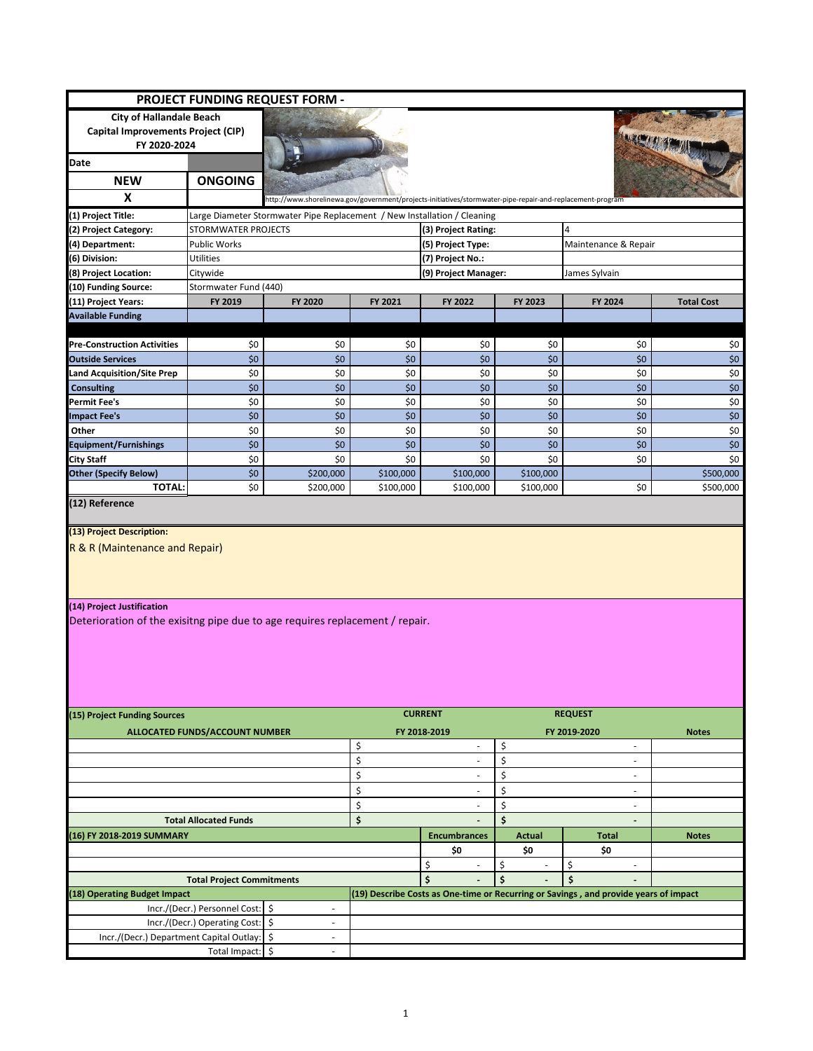# PROJECT FUNDING REQUEST FORM -

**City of Hallandale Beach**
**Capital Improvements Project (CIP)**
**FY 2020-2024**

| | |
|---|---|
| **Date** | |
| **NEW** | **ONGOING** |
| **X** | |

http://www.shorelinewa.gov/government/projects-initiatives/stormwater-pipe-repair-and-replacement-program

| | | | |
|---|---|---|---|
| **(1) Project Title:** | Large Diameter Stormwater Pipe Replacement / New Installation / Cleaning | | |
| **(2) Project Category:** | STORMWATER PROJECTS | **(3) Project Rating:** | 4 |
| **(4) Department:** | Public Works | **(5) Project Type:** | Maintenance & Repair |
| **(6) Division:** | Utilities | **(7) Project No.:** | |
| **(8) Project Location:** | Citywide | **(9) Project Manager:** | James Sylvain |
| **(10) Funding Source:** | Stormwater Fund (440) | | |

| **(11) Project Years:** | **FY 2019** | **FY 2020** | **FY 2021** | **FY 2022** | **FY 2023** | **FY 2024** | **Total Cost** |
|---|---|---|---|---|---|---|---|
| **Available Funding** | | | | | | | |
| **Pre-Construction Activities** | $0 | $0 | $0 | $0 | $0 | $0 | $0 |
| **Outside Services** | $0 | $0 | $0 | $0 | $0 | $0 | $0 |
| **Land Acquisition/Site Prep** | $0 | $0 | $0 | $0 | $0 | $0 | $0 |
| **Consulting** | $0 | $0 | $0 | $0 | $0 | $0 | $0 |
| **Permit Fee's** | $0 | $0 | $0 | $0 | $0 | $0 | $0 |
| **Impact Fee's** | $0 | $0 | $0 | $0 | $0 | $0 | $0 |
| **Other** | $0 | $0 | $0 | $0 | $0 | $0 | $0 |
| **Equipment/Furnishings** | $0 | $0 | $0 | $0 | $0 | $0 | $0 |
| **City Staff** | $0 | $0 | $0 | $0 | $0 | $0 | $0 |
| **Other (Specify Below)** | $0 | $200,000 | $100,000 | $100,000 | $100,000 | | $500,000 |
| **TOTAL:** | $0 | $200,000 | $100,000 | $100,000 | $100,000 | $0 | $500,000 |

**(12) Reference**

**(13) Project Description:**

R & R (Maintenance and Repair)

**(14) Project Justification**

Deterioration of the exisitng pipe due to age requires replacement / repair.

| **(15) Project Funding Sources** | **CURRENT** | **REQUEST** | |
|---|---|---|---|
| **ALLOCATED FUNDS/ACCOUNT NUMBER** | **FY 2018-2019** | **FY 2019-2020** | **Notes** |
| | $ - | $ - | |
| | $ - | $ - | |
| | $ - | $ - | |
| | $ - | $ - | |
| | $ - | $ - | |
| **Total Allocated Funds** | **$ -** | **$ -** | |

| **(16) FY 2018-2019 SUMMARY** | **Encumbrances** | **Actual** | **Total** | **Notes** |
|---|---|---|---|---|
| | **$0** | **$0** | **$0** | |
| | $ - | $ - | $ - | |
| **Total Project Commitments** | **$ -** | **$ -** | **$ -** | |

| **(18) Operating Budget Impact** | | **(19) Describe Costs as One-time or Recurring or Savings , and provide years of impact** |
|---|---|---|
| Incr./(Decr.) Personnel Cost: | $ - | |
| Incr./(Decr.) Operating Cost: | $ - | |
| Incr./(Decr.) Department Capital Outlay: | $ - | |
| Total Impact: | $ - | |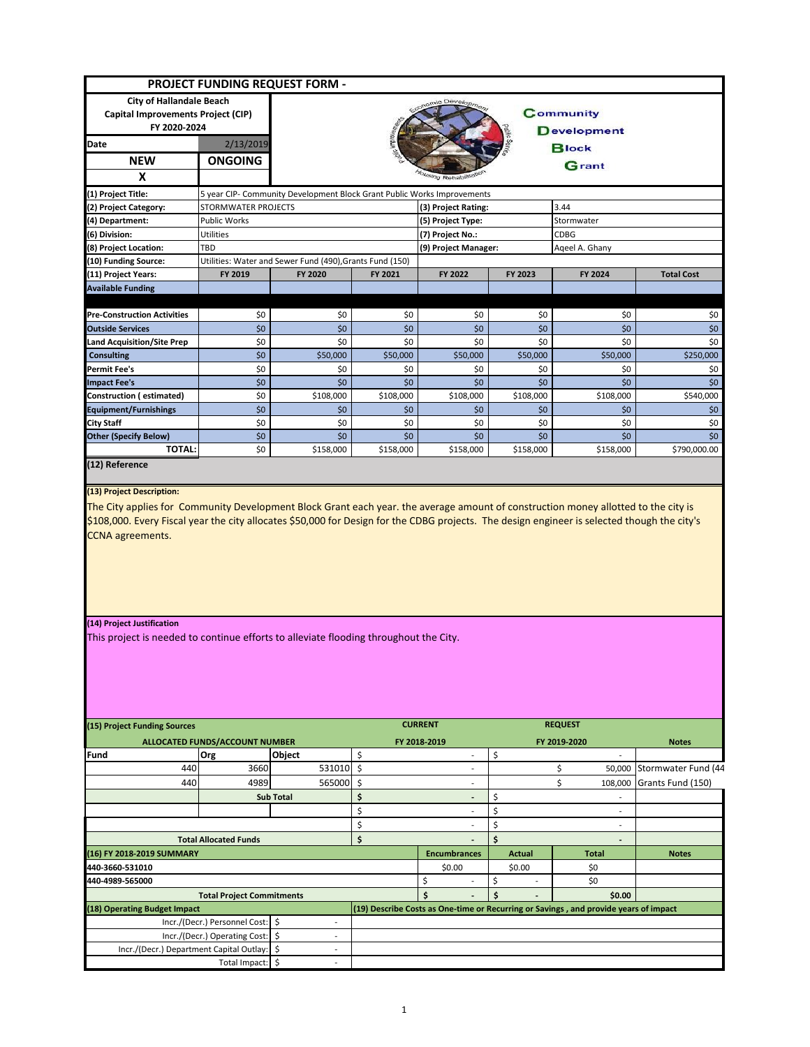# PROJECT FUNDING REQUEST FORM -

**City of Hallandale Beach**
**Capital Improvements Project (CIP)**
**FY 2020-2024**

Community Development Block Grant

| Date | 2/13/2019 |
|---|---|
| **NEW** | **ONGOING** |
| **X** | |

| | | | | | | |
|---|---|---|---|---|---|---|
| **(1) Project Title:** | 5 year CIP- Community Development Block Grant Public Works Improvements | | | | | |
| **(2) Project Category:** | STORMWATER PROJECTS | | **(3) Project Rating:** | | 3.44 | |
| **(4) Department:** | Public Works | | **(5) Project Type:** | | Stormwater | |
| **(6) Division:** | Utilities | | **(7) Project No.:** | | CDBG | |
| **(8) Project Location:** | TBD | | **(9) Project Manager:** | | Aqeel A. Ghany | |
| **(10) Funding Source:** | Utilities: Water and Sewer Fund (490),Grants Fund (150) | | | | | |

| **(11) Project Years:** | **FY 2019** | **FY 2020** | **FY 2021** | **FY 2022** | **FY 2023** | **FY 2024** | **Total Cost** |
|---|---|---|---|---|---|---|---|
| **Available Funding** | | | | | | | |
| **Pre-Construction Activities** | $0 | $0 | $0 | $0 | $0 | $0 | $0 |
| **Outside Services** | $0 | $0 | $0 | $0 | $0 | $0 | $0 |
| **Land Acquisition/Site Prep** | $0 | $0 | $0 | $0 | $0 | $0 | $0 |
| **Consulting** | $0 | $50,000 | $50,000 | $50,000 | $50,000 | $50,000 | $250,000 |
| **Permit Fee's** | $0 | $0 | $0 | $0 | $0 | $0 | $0 |
| **Impact Fee's** | $0 | $0 | $0 | $0 | $0 | $0 | $0 |
| **Construction ( estimated)** | $0 | $108,000 | $108,000 | $108,000 | $108,000 | $108,000 | $540,000 |
| **Equipment/Furnishings** | $0 | $0 | $0 | $0 | $0 | $0 | $0 |
| **City Staff** | $0 | $0 | $0 | $0 | $0 | $0 | $0 |
| **Other (Specify Below)** | $0 | $0 | $0 | $0 | $0 | $0 | $0 |
| **TOTAL:** | $0 | $158,000 | $158,000 | $158,000 | $158,000 | $158,000 | $790,000.00 |

**(12) Reference**

**(13) Project Description:**

The City applies for Community Development Block Grant each year. the average amount of construction money allotted to the city is $108,000. Every Fiscal year the city allocates $50,000 for Design for the CDBG projects. The design engineer is selected though the city's CCNA agreements.

**(14) Project Justification**

This project is needed to continue efforts to alleviate flooding throughout the City.

| **(15) Project Funding Sources** | | | **CURRENT** | **REQUEST** | |
|---|---|---|---|---|---|
| **ALLOCATED FUNDS/ACCOUNT NUMBER** | | | **FY 2018-2019** | **FY 2019-2020** | **Notes** |
| **Fund** | **Org** | **Object** | $ - | $ - | |
| 440 | 3660 | 531010 | $ - | $ 50,000 | Stormwater Fund (44 |
| 440 | 4989 | 565000 | $ - | $ 108,000 | Grants Fund (150) |
| | **Sub Total** | | **$ -** | $ - | |
| | | | $ - | $ - | |
| | | | $ - | $ - | |
| **Total Allocated Funds** | | | **$ -** | **$ -** | |

| **(16) FY 2018-2019 SUMMARY** | **Encumbrances** | **Actual** | **Total** | **Notes** |
|---|---|---|---|---|
| **440-3660-531010** | $0.00 | $0.00 | $0 | |
| **440-4989-565000** | $ - | $ - | $0 | |
| **Total Project Commitments** | **$ -** | **$ -** | **$0.00** | |

| **(18) Operating Budget Impact** | | **(19) Describe Costs as One-time or Recurring or Savings , and provide years of impact** |
|---|---|---|
| Incr./(Decr.) Personnel Cost: | $ - | |
| Incr./(Decr.) Operating Cost: | $ - | |
| Incr./(Decr.) Department Capital Outlay: | $ - | |
| Total Impact: | $ - | |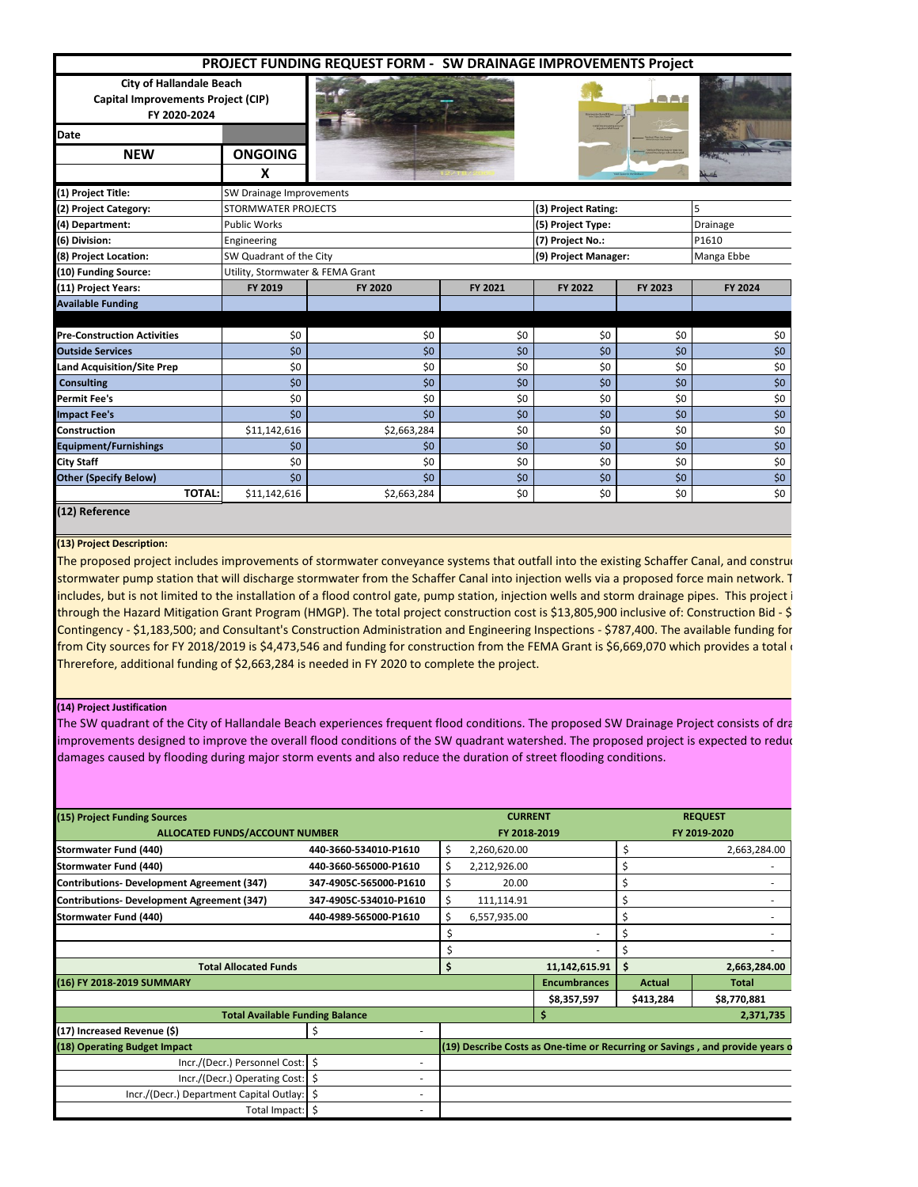# PROJECT FUNDING REQUEST FORM - SW DRAINAGE IMPROVEMENTS Project

**City of Hallandale Beach**
**Capital Improvements Project (CIP)**
**FY 2020-2024**

| Date | |
|---|---|
| **NEW** | **ONGOING** |
| | **X** |

| | | | | | |
|---|---|---|---|---|---|
| **(1) Project Title:** | SW Drainage Improvements | | | | |
| **(2) Project Category:** | STORMWATER PROJECTS | | | **(3) Project Rating:** | 5 |
| **(4) Department:** | Public Works | | | **(5) Project Type:** | Drainage |
| **(6) Division:** | Engineering | | | **(7) Project No.:** | P1610 |
| **(8) Project Location:** | SW Quadrant of the City | | | **(9) Project Manager:** | Manga Ebbe |
| **(10) Funding Source:** | Utility, Stormwater & FEMA Grant | | | | |

| **(11) Project Years:** | **FY 2019** | **FY 2020** | **FY 2021** | **FY 2022** | **FY 2023** | **FY 2024** |
|---|---|---|---|---|---|---|
| **Available Funding** | | | | | | |
| **Pre-Construction Activities** | $0 | $0 | $0 | $0 | $0 | $0 |
| **Outside Services** | $0 | $0 | $0 | $0 | $0 | $0 |
| **Land Acquisition/Site Prep** | $0 | $0 | $0 | $0 | $0 | $0 |
| **Consulting** | $0 | $0 | $0 | $0 | $0 | $0 |
| **Permit Fee's** | $0 | $0 | $0 | $0 | $0 | $0 |
| **Impact Fee's** | $0 | $0 | $0 | $0 | $0 | $0 |
| **Construction** | $11,142,616 | $2,663,284 | $0 | $0 | $0 | $0 |
| **Equipment/Furnishings** | $0 | $0 | $0 | $0 | $0 | $0 |
| **City Staff** | $0 | $0 | $0 | $0 | $0 | $0 |
| **Other (Specify Below)** | $0 | $0 | $0 | $0 | $0 | $0 |
| **TOTAL:** | $11,142,616 | $2,663,284 | $0 | $0 | $0 | $0 |

**(12) Reference**

**(13) Project Description:**

The proposed project includes improvements of stormwater conveyance systems that outfall into the existing Schaffer Canal, and constru stormwater pump station that will discharge stormwater from the Schaffer Canal into injection wells via a proposed force main network. T includes, but is not limited to the installation of a flood control gate, pump station, injection wells and storm drainage pipes. This project i through the Hazard Mitigation Grant Program (HMGP). The total project construction cost is $13,805,900 inclusive of: Construction Bid - $ Contingency - $1,183,500; and Consultant's Construction Administration and Engineering Inspections - $787,400. The available funding for from City sources for FY 2018/2019 is $4,473,546 and funding for construction from the FEMA Grant is $6,669,070 which provides a total Threrefore, additional funding of $2,663,284 is needed in FY 2020 to complete the project.

**(14) Project Justification**

The SW quadrant of the City of Hallandale Beach experiences frequent flood conditions. The proposed SW Drainage Project consists of dra improvements designed to improve the overall flood conditions of the SW quadrant watershed. The proposed project is expected to reduc damages caused by flooding during major storm events and also reduce the duration of street flooding conditions.

| **(15) Project Funding Sources** | | **CURRENT** | **REQUEST** |
|---|---|---|---|
| **ALLOCATED FUNDS/ACCOUNT NUMBER** | | **FY 2018-2019** | **FY 2019-2020** |
| **Stormwater Fund (440)** | **440-3660-534010-P1610** | $ 2,260,620.00 | $ 2,663,284.00 |
| **Stormwater Fund (440)** | **440-3660-565000-P1610** | $ 2,212,926.00 | $ - |
| **Contributions- Development Agreement (347)** | **347-4905C-565000-P1610** | $ 20.00 | $ - |
| **Contributions- Development Agreement (347)** | **347-4905C-534010-P1610** | $ 111,114.91 | $ - |
| **Stormwater Fund (440)** | **440-4989-565000-P1610** | $ 6,557,935.00 | $ - |
| | | $ - | $ - |
| | | $ - | $ - |
| **Total Allocated Funds** | | **$ 11,142,615.91** | **$ 2,663,284.00** |

| **(16) FY 2018-2019 SUMMARY** | **Encumbrances** | **Actual** | **Total** |
|---|---|---|---|
| | **$8,357,597** | **$413,284** | **$8,770,881** |
| **Total Available Funding Balance** | **$** | | **2,371,735** |

| | | |
|---|---|---|
| **(17) Increased Revenue ($)** | $ - | |
| **(18) Operating Budget Impact** | | **(19) Describe Costs as One-time or Recurring or Savings , and provide years o** |
| Incr./(Decr.) Personnel Cost: | $ - | |
| Incr./(Decr.) Operating Cost: | $ - | |
| Incr./(Decr.) Department Capital Outlay: | $ - | |
| Total Impact: | $ - | |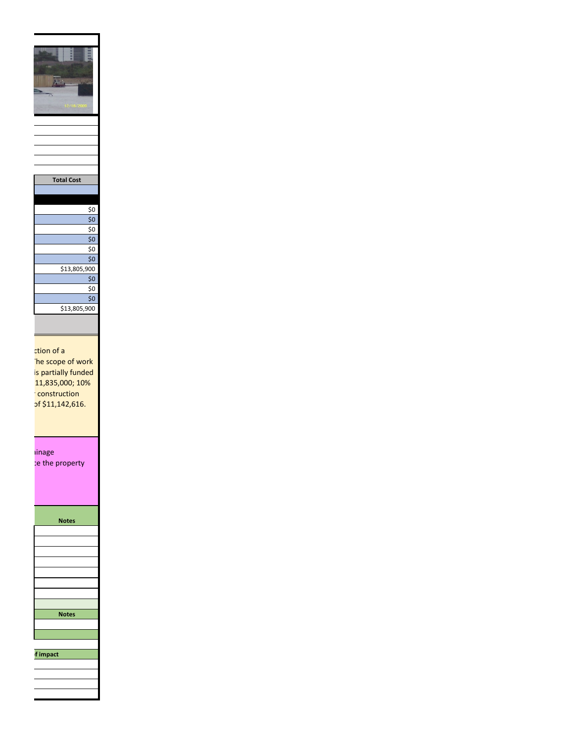| Total Cost |
| --- |
| |
| |
| $0 |
| $0 |
| $0 |
| $0 |
| $0 |
| $0 |
| $13,805,900 |
| $0 |
| $0 |
| $0 |
| $13,805,900 |

ction of a
'he scope of work
is partially funded
11,835,000; 10%
construction
of $11,142,616.

inage
e the property

| Notes |
| --- |
| |
| |
| |
| |
| |
| |
| |

| Notes |
| --- |
| |
| |

| f impact |
| --- |
| |
| |
| |
| |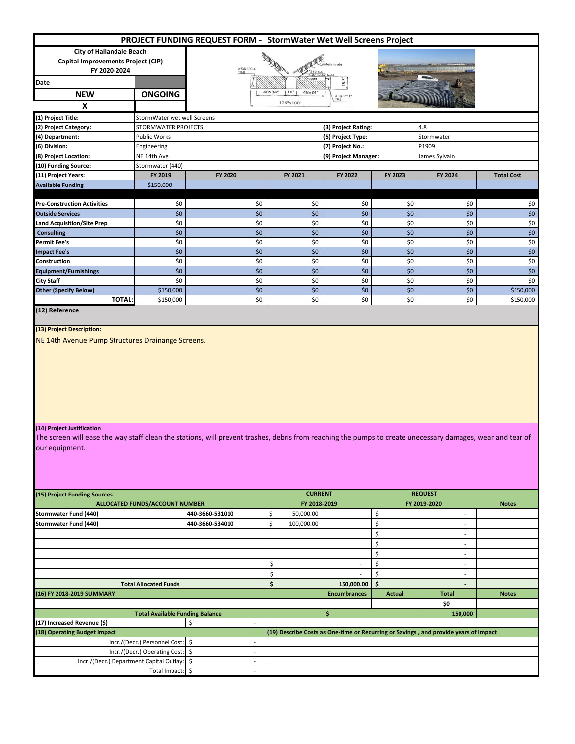# PROJECT FUNDING REQUEST FORM - StormWater Wet Well Screens Project

**City of Hallandale Beach**
**Capital Improvements Project (CIP)**
**FY 2020-2024**

| Date | |
|---|---|
| **NEW** | **ONGOING** |
| X | |

| | | | |
|---|---|---|---|
| (1) Project Title: | StormWater wet well Screens | | |
| (2) Project Category: | STORMWATER PROJECTS | (3) Project Rating: | 4.8 |
| (4) Department: | Public Works | (5) Project Type: | Stormwater |
| (6) Division: | Engineering | (7) Project No.: | P1909 |
| (8) Project Location: | NE 14th Ave | (9) Project Manager: | James Sylvain |
| (10) Funding Source: | Stormwater (440) | | |

| (11) Project Years: | FY 2019 | FY 2020 | FY 2021 | FY 2022 | FY 2023 | FY 2024 | Total Cost |
|---|---|---|---|---|---|---|---|
| Available Funding | $150,000 | | | | | | |
| Pre-Construction Activities | $0 | $0 | $0 | $0 | $0 | $0 | $0 |
| Outside Services | $0 | $0 | $0 | $0 | $0 | $0 | $0 |
| Land Acquisition/Site Prep | $0 | $0 | $0 | $0 | $0 | $0 | $0 |
| Consulting | $0 | $0 | $0 | $0 | $0 | $0 | $0 |
| Permit Fee's | $0 | $0 | $0 | $0 | $0 | $0 | $0 |
| Impact Fee's | $0 | $0 | $0 | $0 | $0 | $0 | $0 |
| Construction | $0 | $0 | $0 | $0 | $0 | $0 | $0 |
| Equipment/Furnishings | $0 | $0 | $0 | $0 | $0 | $0 | $0 |
| City Staff | $0 | $0 | $0 | $0 | $0 | $0 | $0 |
| Other (Specify Below) | $150,000 | $0 | $0 | $0 | $0 | $0 | $150,000 |
| **TOTAL:** | $150,000 | $0 | $0 | $0 | $0 | $0 | $150,000 |

**(12) Reference**

**(13) Project Description:**

NE 14th Avenue Pump Structures Drainange Screens.

**(14) Project Justification**

The screen will ease the way staff clean the stations, will prevent trashes, debris from reaching the pumps to create unecessary damages, wear and tear of our equipment.

| (15) Project Funding Sources | | CURRENT | REQUEST | |
|---|---|---|---|---|
| ALLOCATED FUNDS/ACCOUNT NUMBER | | FY 2018-2019 | FY 2019-2020 | Notes |
| Stormwater Fund (440) | 440-3660-531010 | $ 50,000.00 | $ - | |
| Stormwater Fund (440) | 440-3660-534010 | $ 100,000.00 | $ - | |
| | | | $ - | |
| | | | $ - | |
| | | | $ - | |
| | | $ - | $ - | |
| | | $ - | $ - | |
| Total Allocated Funds | | $ 150,000.00 | $ - | |

| (16) FY 2018-2019 SUMMARY | Encumbrances | Actual | Total | Notes |
|---|---|---|---|---|
| | | | $0 | |
| Total Available Funding Balance | $ | | 150,000 | |

| | | |
|---|---|---|
| (17) Increased Revenue ($) | $ - | |
| (18) Operating Budget Impact | | (19) Describe Costs as One-time or Recurring or Savings , and provide years of impact |
| Incr./(Decr.) Personnel Cost: | $ - | |
| Incr./(Decr.) Operating Cost: | $ - | |
| Incr./(Decr.) Department Capital Outlay: | $ - | |
| Total Impact: | $ - | |